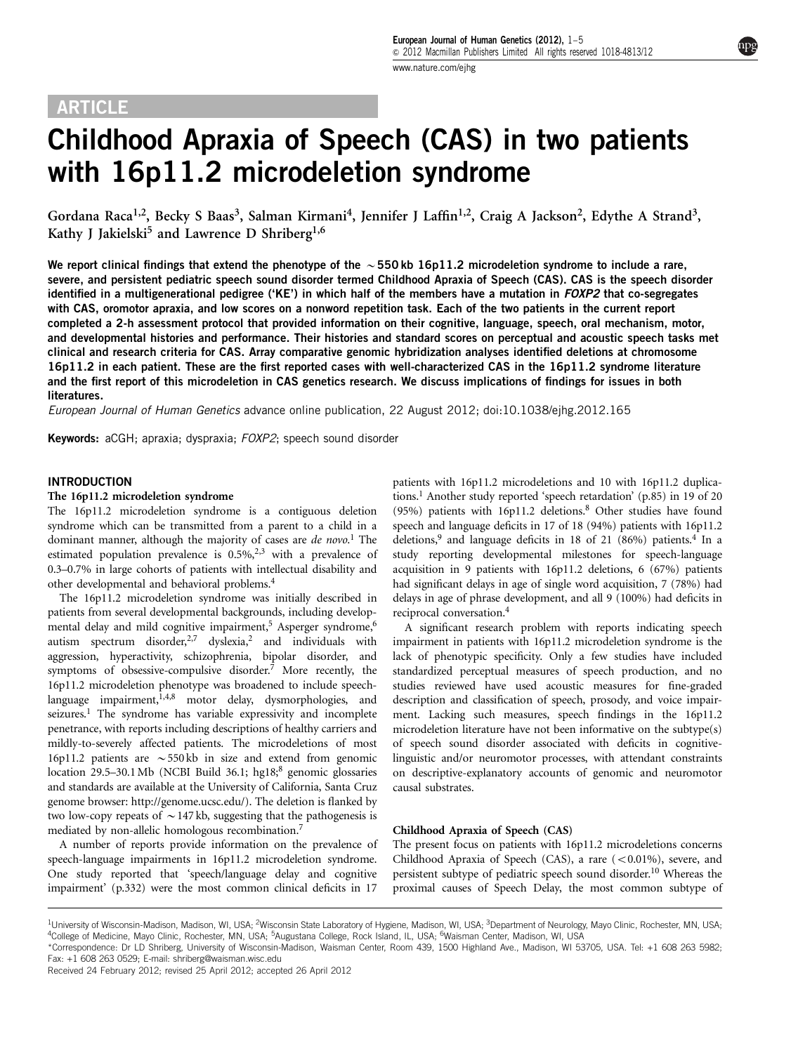ARTICLE

# Childhood Apraxia of Speech (CAS) in two patients with 16p11.2 microdeletion syndrome

Gordana Raca[1,2], Becky S Baas[3], Salman Kirmani[4], Jennifer J Laffin[1,2], Craig A Jackson[2], Edythe A Strand[3], Kathy J Jakielski[5] and Lawrence D Shriberg[1,6]

**We report clinical findings that extend the phenotype of the ~550 kb 16p11.2 microdeletion syndrome to include a rare, severe, and persistent pediatric speech sound disorder termed Childhood Apraxia of Speech (CAS). CAS is the speech disorder identified in a multigenerational pedigree ('KE') in which half of the members have a mutation in *FOXP2* that co-segregates with CAS, oromotor apraxia, and low scores on a nonword repetition task. Each of the two patients in the current report completed a 2-h assessment protocol that provided information on their cognitive, language, speech, oral mechanism, motor, and developmental histories and performance. Their histories and standard scores on perceptual and acoustic speech tasks met clinical and research criteria for CAS. Array comparative genomic hybridization analyses identified deletions at chromosome 16p11.2 in each patient. These are the first reported cases with well-characterized CAS in the 16p11.2 syndrome literature and the first report of this microdeletion in CAS genetics research. We discuss implications of findings for issues in both literatures.**

*European Journal of Human Genetics* advance online publication, 22 August 2012; doi:10.1038/ejhg.2012.165

**Keywords:** aCGH; apraxia; dyspraxia; *FOXP2*; speech sound disorder

## INTRODUCTION

### The 16p11.2 microdeletion syndrome

The 16p11.2 microdeletion syndrome is a contiguous deletion syndrome which can be transmitted from a parent to a child in a dominant manner, although the majority of cases are *de novo*.[1] The estimated population prevalence is 0.5%,[2,3] with a prevalence of 0.3–0.7% in large cohorts of patients with intellectual disability and other developmental and behavioral problems.[4]

The 16p11.2 microdeletion syndrome was initially described in patients from several developmental backgrounds, including developmental delay and mild cognitive impairment,[5] Asperger syndrome,[6] autism spectrum disorder,[2,7] dyslexia,[2] and individuals with aggression, hyperactivity, schizophrenia, bipolar disorder, and symptoms of obsessive-compulsive disorder.[7] More recently, the 16p11.2 microdeletion phenotype was broadened to include speech-language impairment,[1,4,8] motor delay, dysmorphologies, and seizures.[1] The syndrome has variable expressivity and incomplete penetrance, with reports including descriptions of healthy carriers and mildly-to-severely affected patients. The microdeletions of most 16p11.2 patients are ~550 kb in size and extend from genomic location 29.5–30.1 Mb (NCBI Build 36.1; hg18;[8] genomic glossaries and standards are available at the University of California, Santa Cruz genome browser: http://genome.ucsc.edu/). The deletion is flanked by two low-copy repeats of ~147 kb, suggesting that the pathogenesis is mediated by non-allelic homologous recombination.[7]

A number of reports provide information on the prevalence of speech-language impairments in 16p11.2 microdeletion syndrome. One study reported that 'speech/language delay and cognitive impairment' (p.332) were the most common clinical deficits in 17 patients with 16p11.2 microdeletions and 10 with 16p11.2 duplications.[1] Another study reported 'speech retardation' (p.85) in 19 of 20 (95%) patients with 16p11.2 deletions.[8] Other studies have found speech and language deficits in 17 of 18 (94%) patients with 16p11.2 deletions,[9] and language deficits in 18 of 21 (86%) patients.[4] In a study reporting developmental milestones for speech-language acquisition in 9 patients with 16p11.2 deletions, 6 (67%) patients had significant delays in age of single word acquisition, 7 (78%) had delays in age of phrase development, and all 9 (100%) had deficits in reciprocal conversation.[4]

A significant research problem with reports indicating speech impairment in patients with 16p11.2 microdeletion syndrome is the lack of phenotypic specificity. Only a few studies have included standardized perceptual measures of speech production, and no studies reviewed have used acoustic measures for fine-graded description and classification of speech, prosody, and voice impairment. Lacking such measures, speech findings in the 16p11.2 microdeletion literature have not been informative on the subtype(s) of speech sound disorder associated with deficits in cognitive-linguistic and/or neuromotor processes, with attendant constraints on descriptive-explanatory accounts of genomic and neuromotor causal substrates.

### Childhood Apraxia of Speech (CAS)

The present focus on patients with 16p11.2 microdeletions concerns Childhood Apraxia of Speech (CAS), a rare (<0.01%), severe, and persistent subtype of pediatric speech sound disorder.[10] Whereas the proximal causes of Speech Delay, the most common subtype of

[1]University of Wisconsin-Madison, Madison, WI, USA; [2]Wisconsin State Laboratory of Hygiene, Madison, WI, USA; [3]Department of Neurology, Mayo Clinic, Rochester, MN, USA; [4]College of Medicine, Mayo Clinic, Rochester, MN, USA; [5]Augustana College, Rock Island, IL, USA; [6]Waisman Center, Madison, WI, USA

*Correspondence: Dr LD Shriberg, University of Wisconsin-Madison, Waisman Center, Room 439, 1500 Highland Ave., Madison, WI 53705, USA. Tel: +1 608 263 5982; Fax: +1 608 263 0529; E-mail: shriberg@waisman.wisc.edu

Received 24 February 2012; revised 25 April 2012; accepted 26 April 2012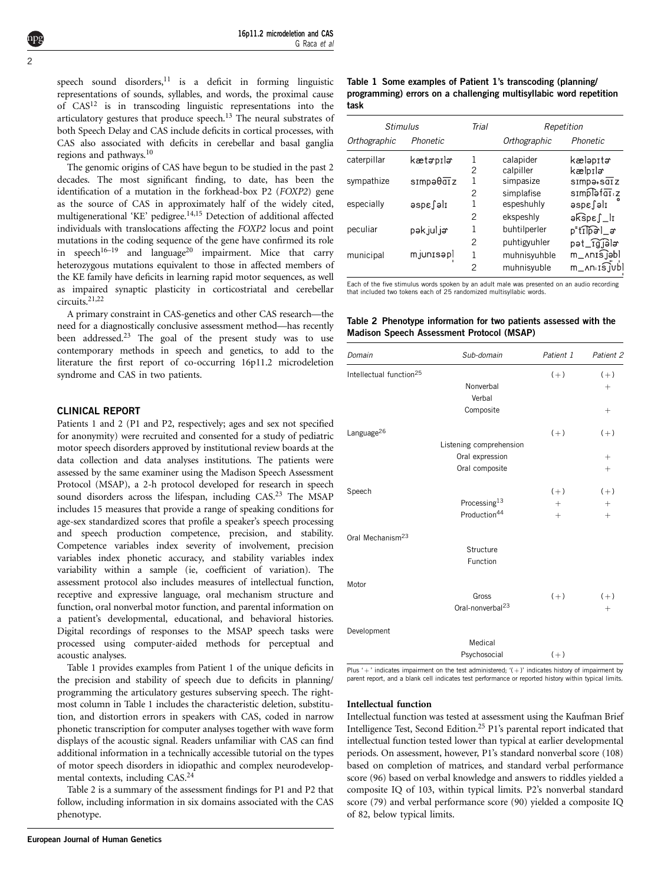speech sound disorders,[11] is a deficit in forming linguistic representations of sounds, syllables, and words, the proximal cause of CAS[12] is in transcoding linguistic representations into the articulatory gestures that produce speech.[13] The neural substrates of both Speech Delay and CAS include deficits in cortical processes, with CAS also associated with deficits in cerebellar and basal ganglia regions and pathways.[10]

The genomic origins of CAS have begun to be studied in the past 2 decades. The most significant finding, to date, has been the identification of a mutation in the forkhead-box P2 (*FOXP2*) gene as the source of CAS in approximately half of the widely cited, multigenerational 'KE' pedigree.[14,15] Detection of additional affected individuals with translocations affecting the *FOXP2* locus and point mutations in the coding sequence of the gene have confirmed its role in speech[16–19] and language[20] impairment. Mice that carry heterozygous mutations equivalent to those in affected members of the KE family have deficits in learning rapid motor sequences, as well as impaired synaptic plasticity in corticostriatal and cerebellar circuits.[21,22]

A primary constraint in CAS-genetics and other CAS research—the need for a diagnostically conclusive assessment method—has recently been addressed.[23] The goal of the present study was to use contemporary methods in speech and genetics, to add to the literature the first report of co-occurring 16p11.2 microdeletion syndrome and CAS in two patients.

## CLINICAL REPORT

Patients 1 and 2 (P1 and P2, respectively; ages and sex not specified for anonymity) were recruited and consented for a study of pediatric motor speech disorders approved by institutional review boards at the data collection and data analyses institutions. The patients were assessed by the same examiner using the Madison Speech Assessment Protocol (MSAP), a 2-h protocol developed for research in speech sound disorders across the lifespan, including CAS.[23] The MSAP includes 15 measures that provide a range of speaking conditions for age-sex standardized scores that profile a speaker's speech processing and speech production competence, precision, and stability. Competence variables index severity of involvement, precision variables index phonetic accuracy, and stability variables index variability within a sample (ie, coefficient of variation). The assessment protocol also includes measures of intellectual function, receptive and expressive language, oral mechanism structure and function, oral nonverbal motor function, and parental information on a patient's developmental, educational, and behavioral histories. Digital recordings of responses to the MSAP speech tasks were processed using computer-aided methods for perceptual and acoustic analyses.

Table 1 provides examples from Patient 1 of the unique deficits in the precision and stability of speech due to deficits in planning/programming the articulatory gestures subserving speech. The rightmost column in Table 1 includes the characteristic deletion, substitution, and distortion errors in speakers with CAS, coded in narrow phonetic transcription for computer analyses together with wave form displays of the acoustic signal. Readers unfamiliar with CAS can find additional information in a technically accessible tutorial on the types of motor speech disorders in idiopathic and complex neurodevelopmental contexts, including CAS.[24]

Table 2 is a summary of the assessment findings for P1 and P2 that follow, including information in six domains associated with the CAS phenotype.

**Table 1** Some examples of Patient 1's transcoding (planning/programming) errors on a challenging multisyllabic word repetition task

| Stimulus | | Trial | Repetition | |
|---|---|---|---|---|
| *Orthographic* | *Phonetic* | | *Orthographic* | *Phonetic* |
| caterpillar | kætɚpɪlɚ | 1 | calapider | kæləpɪtɚ |
| | | 2 | calpiller | kælpɪlɚ |
| sympathize | sɪmpəθa͡ɪz | 1 | simpasize | sɪmpə˖sa͡ɪz |
| | | 2 | simplafise | sɪmp͡ləfa͡ɪːz̥ |
| especially | əspɛʃəlɪ | 1 | espeshuhly | əspɛʃəlɪ |
| | | 2 | ekspeshly | ək͡spɛʃ_lɪ |
| peculiar | pəkjuljɚ | 1 | buhtilperler | pᵗt͡ɪl͡pɚl_ɚ |
| | | 2 | puhtigyuhler | pət_ɪ͡g͡jəlɚ |
| municipal | mjunɪsəpl̩ | 1 | muhnisyuhble | m_ʌnɪs͡jəbl |
| | | 2 | muhnisyuble | m_ʌnːɪs͡jubl̩ |

Each of the five stimulus words spoken by an adult male was presented on an audio recording that included two tokens each of 25 randomized multisyllabic words.

**Table 2** Phenotype information for two patients assessed with the Madison Speech Assessment Protocol (MSAP)

| Domain | Sub-domain | Patient 1 | Patient 2 |
|---|---|---|---|
| Intellectual function[25] | | (+) | (+) |
| | Nonverbal | | + |
| | Verbal | | |
| | Composite | | + |
| Language[26] | | (+) | (+) |
| | Listening comprehension | | |
| | Oral expression | | + |
| | Oral composite | | + |
| Speech | | (+) | (+) |
| | Processing[13] | + | + |
| | Production[44] | + | + |
| Oral Mechanism[23] | | | |
| | Structure | | |
| | Function | | |
| Motor | | | |
| | Gross | (+) | (+) |
| | Oral-nonverbal[23] | | + |
| Development | | | |
| | Medical | | |
| | Psychosocial | (+) | |

Plus '+' indicates impairment on the test administered; '(+)' indicates history of impairment by parent report, and a blank cell indicates test performance or reported history within typical limits.

### Intellectual function

Intellectual function was tested at assessment using the Kaufman Brief Intelligence Test, Second Edition.[25] P1's parental report indicated that intellectual function tested lower than typical at earlier developmental periods. On assessment, however, P1's standard nonverbal score (108) based on completion of matrices, and standard verbal performance score (96) based on verbal knowledge and answers to riddles yielded a composite IQ of 103, within typical limits. P2's nonverbal standard score (79) and verbal performance score (90) yielded a composite IQ of 82, below typical limits.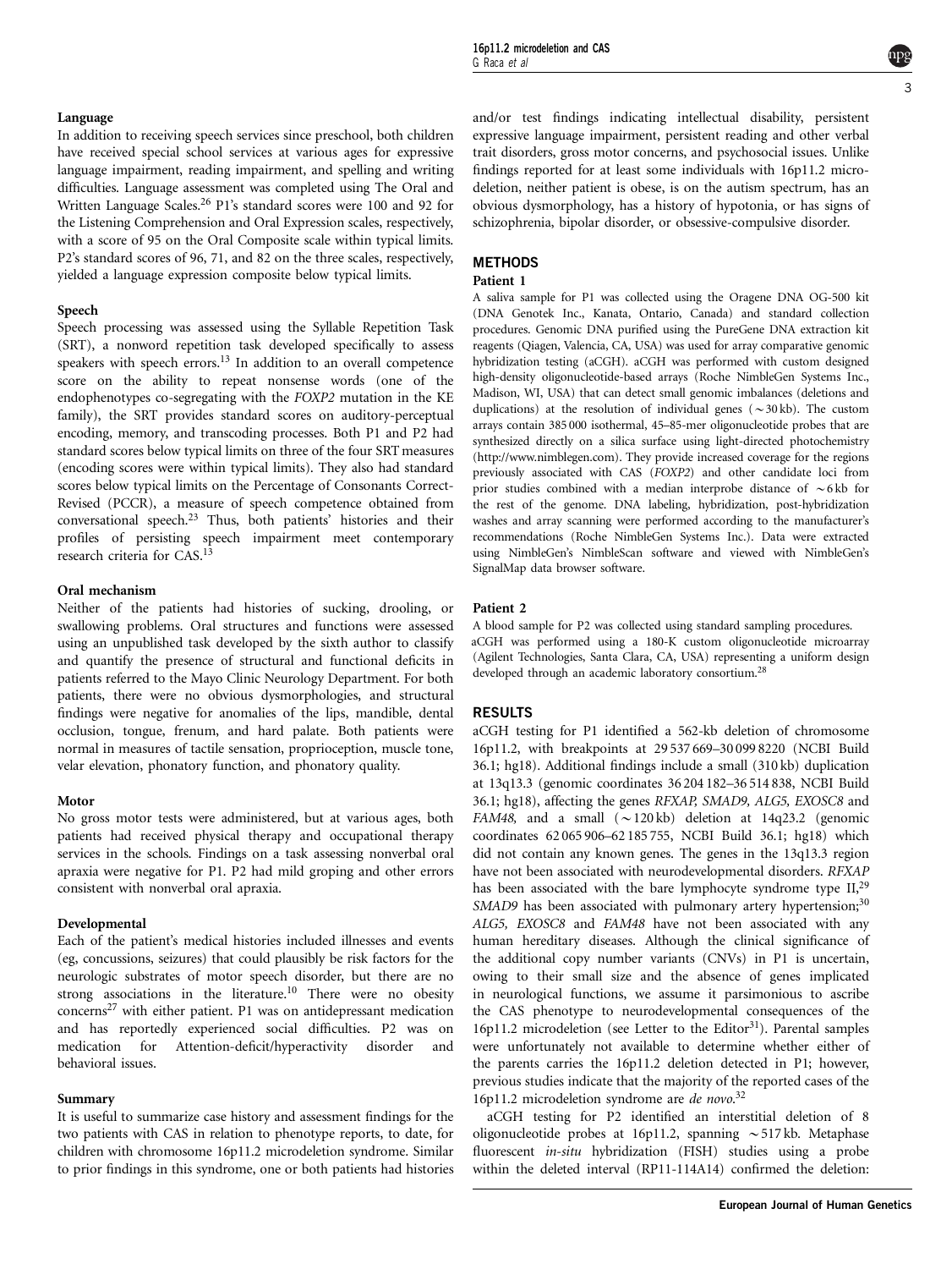### Language

In addition to receiving speech services since preschool, both children have received special school services at various ages for expressive language impairment, reading impairment, and spelling and writing difficulties. Language assessment was completed using The Oral and Written Language Scales.[26] P1's standard scores were 100 and 92 for the Listening Comprehension and Oral Expression scales, respectively, with a score of 95 on the Oral Composite scale within typical limits. P2's standard scores of 96, 71, and 82 on the three scales, respectively, yielded a language expression composite below typical limits.

### Speech

Speech processing was assessed using the Syllable Repetition Task (SRT), a nonword repetition task developed specifically to assess speakers with speech errors.[13] In addition to an overall competence score on the ability to repeat nonsense words (one of the endophenotypes co-segregating with the *FOXP2* mutation in the KE family), the SRT provides standard scores on auditory-perceptual encoding, memory, and transcoding processes. Both P1 and P2 had standard scores below typical limits on three of the four SRT measures (encoding scores were within typical limits). They also had standard scores below typical limits on the Percentage of Consonants Correct-Revised (PCCR), a measure of speech competence obtained from conversational speech.[23] Thus, both patients' histories and their profiles of persisting speech impairment meet contemporary research criteria for CAS.[13]

### Oral mechanism

Neither of the patients had histories of sucking, drooling, or swallowing problems. Oral structures and functions were assessed using an unpublished task developed by the sixth author to classify and quantify the presence of structural and functional deficits in patients referred to the Mayo Clinic Neurology Department. For both patients, there were no obvious dysmorphologies, and structural findings were negative for anomalies of the lips, mandible, dental occlusion, tongue, frenum, and hard palate. Both patients were normal in measures of tactile sensation, proprioception, muscle tone, velar elevation, phonatory function, and phonatory quality.

### Motor

No gross motor tests were administered, but at various ages, both patients had received physical therapy and occupational therapy services in the schools. Findings on a task assessing nonverbal oral apraxia were negative for P1. P2 had mild groping and other errors consistent with nonverbal oral apraxia.

### Developmental

Each of the patient's medical histories included illnesses and events (eg, concussions, seizures) that could plausibly be risk factors for the neurologic substrates of motor speech disorder, but there are no strong associations in the literature.[10] There were no obesity concerns[27] with either patient. P1 was on antidepressant medication and has reportedly experienced social difficulties. P2 was on medication for Attention-deficit/hyperactivity disorder and behavioral issues.

### Summary

It is useful to summarize case history and assessment findings for the two patients with CAS in relation to phenotype reports, to date, for children with chromosome 16p11.2 microdeletion syndrome. Similar to prior findings in this syndrome, one or both patients had histories and/or test findings indicating intellectual disability, persistent expressive language impairment, persistent reading and other verbal trait disorders, gross motor concerns, and psychosocial issues. Unlike findings reported for at least some individuals with 16p11.2 microdeletion, neither patient is obese, is on the autism spectrum, has an obvious dysmorphology, has a history of hypotonia, or has signs of schizophrenia, bipolar disorder, or obsessive-compulsive disorder.

## METHODS

### Patient 1

A saliva sample for P1 was collected using the Oragene DNA OG-500 kit (DNA Genotek Inc., Kanata, Ontario, Canada) and standard collection procedures. Genomic DNA purified using the PureGene DNA extraction kit reagents (Qiagen, Valencia, CA, USA) was used for array comparative genomic hybridization testing (aCGH). aCGH was performed with custom designed high-density oligonucleotide-based arrays (Roche NimbleGen Systems Inc., Madison, WI, USA) that can detect small genomic imbalances (deletions and duplications) at the resolution of individual genes (~30 kb). The custom arrays contain 385 000 isothermal, 45–85-mer oligonucleotide probes that are synthesized directly on a silica surface using light-directed photochemistry (http://www.nimblegen.com). They provide increased coverage for the regions previously associated with CAS (*FOXP2*) and other candidate loci from prior studies combined with a median interprobe distance of ~6 kb for the rest of the genome. DNA labeling, hybridization, post-hybridization washes and array scanning were performed according to the manufacturer's recommendations (Roche NimbleGen Systems Inc.). Data were extracted using NimbleGen's NimbleScan software and viewed with NimbleGen's SignalMap data browser software.

### Patient 2

A blood sample for P2 was collected using standard sampling procedures. aCGH was performed using a 180-K custom oligonucleotide microarray (Agilent Technologies, Santa Clara, CA, USA) representing a uniform design developed through an academic laboratory consortium.[28]

## RESULTS

aCGH testing for P1 identified a 562-kb deletion of chromosome 16p11.2, with breakpoints at 29 537 669–30 099 8220 (NCBI Build 36.1; hg18). Additional findings include a small (310 kb) duplication at 13q13.3 (genomic coordinates 36 204 182–36 514 838, NCBI Build 36.1; hg18), affecting the genes *RFXAP, SMAD9, ALG5, EXOSC8* and *FAM48*, and a small (~120 kb) deletion at 14q23.2 (genomic coordinates 62 065 906–62 185 755, NCBI Build 36.1; hg18) which did not contain any known genes. The genes in the 13q13.3 region have not been associated with neurodevelopmental disorders. *RFXAP* has been associated with the bare lymphocyte syndrome type II,[29] *SMAD9* has been associated with pulmonary artery hypertension;[30] *ALG5, EXOSC8* and *FAM48* have not been associated with any human hereditary diseases. Although the clinical significance of the additional copy number variants (CNVs) in P1 is uncertain, owing to their small size and the absence of genes implicated in neurological functions, we assume it parsimonious to ascribe the CAS phenotype to neurodevelopmental consequences of the 16p11.2 microdeletion (see Letter to the Editor[31]). Parental samples were unfortunately not available to determine whether either of the parents carries the 16p11.2 deletion detected in P1; however, previous studies indicate that the majority of the reported cases of the 16p11.2 microdeletion syndrome are *de novo*.[32]

aCGH testing for P2 identified an interstitial deletion of 8 oligonucleotide probes at 16p11.2, spanning ~517 kb. Metaphase fluorescent *in-situ* hybridization (FISH) studies using a probe within the deleted interval (RP11-114A14) confirmed the deletion: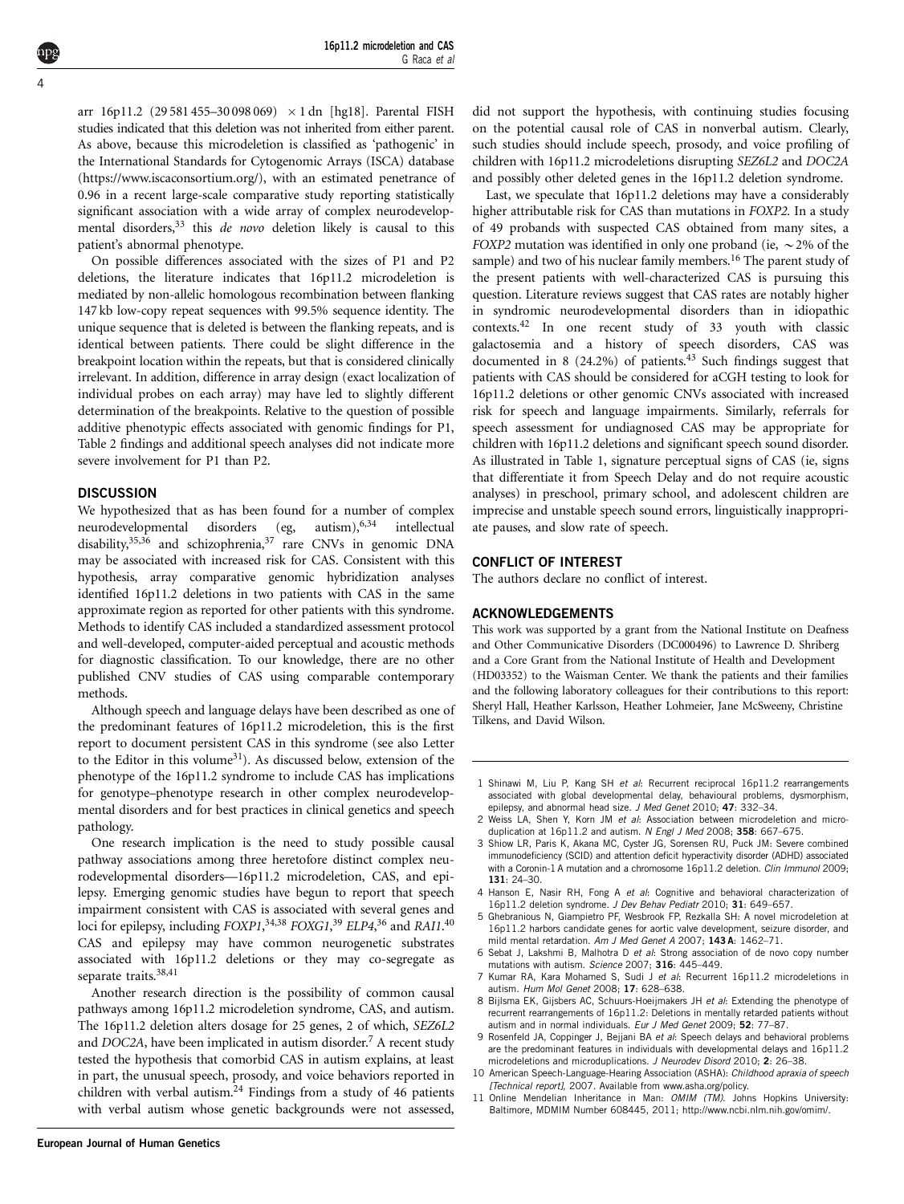arr 16p11.2 (29 581 455–30 098 069) ×1 dn [hg18]. Parental FISH studies indicated that this deletion was not inherited from either parent. As above, because this microdeletion is classified as 'pathogenic' in the International Standards for Cytogenomic Arrays (ISCA) database (https://www.iscaconsortium.org/), with an estimated penetrance of 0.96 in a recent large-scale comparative study reporting statistically significant association with a wide array of complex neurodevelopmental disorders,[33] this *de novo* deletion likely is causal to this patient's abnormal phenotype.

On possible differences associated with the sizes of P1 and P2 deletions, the literature indicates that 16p11.2 microdeletion is mediated by non-allelic homologous recombination between flanking 147 kb low-copy repeat sequences with 99.5% sequence identity. The unique sequence that is deleted is between the flanking repeats, and is identical between patients. There could be slight difference in the breakpoint location within the repeats, but that is considered clinically irrelevant. In addition, difference in array design (exact localization of individual probes on each array) may have led to slightly different determination of the breakpoints. Relative to the question of possible additive phenotypic effects associated with genomic findings for P1, Table 2 findings and additional speech analyses did not indicate more severe involvement for P1 than P2.

## DISCUSSION

We hypothesized that as has been found for a number of complex neurodevelopmental disorders (eg, autism),[6,34] intellectual disability,[35,36] and schizophrenia,[37] rare CNVs in genomic DNA may be associated with increased risk for CAS. Consistent with this hypothesis, array comparative genomic hybridization analyses identified 16p11.2 deletions in two patients with CAS in the same approximate region as reported for other patients with this syndrome. Methods to identify CAS included a standardized assessment protocol and well-developed, computer-aided perceptual and acoustic methods for diagnostic classification. To our knowledge, there are no other published CNV studies of CAS using comparable contemporary methods.

Although speech and language delays have been described as one of the predominant features of 16p11.2 microdeletion, this is the first report to document persistent CAS in this syndrome (see also Letter to the Editor in this volume[31]). As discussed below, extension of the phenotype of the 16p11.2 syndrome to include CAS has implications for genotype–phenotype research in other complex neurodevelopmental disorders and for best practices in clinical genetics and speech pathology.

One research implication is the need to study possible causal pathway associations among three heretofore distinct complex neurodevelopmental disorders—16p11.2 microdeletion, CAS, and epilepsy. Emerging genomic studies have begun to report that speech impairment consistent with CAS is associated with several genes and loci for epilepsy, including *FOXP1*,[34,38] *FOXG1*,[39] *ELP4*,[36] and *RAI1*.[40] CAS and epilepsy may have common neurogenetic substrates associated with 16p11.2 deletions or they may co-segregate as separate traits.[38,41]

Another research direction is the possibility of common causal pathways among 16p11.2 microdeletion syndrome, CAS, and autism. The 16p11.2 deletion alters dosage for 25 genes, 2 of which, *SEZ6L2* and *DOC2A*, have been implicated in autism disorder.[7] A recent study tested the hypothesis that comorbid CAS in autism explains, at least in part, the unusual speech, prosody, and voice behaviors reported in children with verbal autism.[24] Findings from a study of 46 patients with verbal autism whose genetic backgrounds were not assessed, did not support the hypothesis, with continuing studies focusing on the potential causal role of CAS in nonverbal autism. Clearly, such studies should include speech, prosody, and voice profiling of children with 16p11.2 microdeletions disrupting *SEZ6L2* and *DOC2A* and possibly other deleted genes in the 16p11.2 deletion syndrome.

Last, we speculate that 16p11.2 deletions may have a considerably higher attributable risk for CAS than mutations in *FOXP2*. In a study of 49 probands with suspected CAS obtained from many sites, a *FOXP2* mutation was identified in only one proband (ie, ~2% of the sample) and two of his nuclear family members.[16] The parent study of the present patients with well-characterized CAS is pursuing this question. Literature reviews suggest that CAS rates are notably higher in syndromic neurodevelopmental disorders than in idiopathic contexts.[42] In one recent study of 33 youth with classic galactosemia and a history of speech disorders, CAS was documented in 8 (24.2%) of patients.[43] Such findings suggest that patients with CAS should be considered for aCGH testing to look for 16p11.2 deletions or other genomic CNVs associated with increased risk for speech and language impairments. Similarly, referrals for speech assessment for undiagnosed CAS may be appropriate for children with 16p11.2 deletions and significant speech sound disorder. As illustrated in Table 1, signature perceptual signs of CAS (ie, signs that differentiate it from Speech Delay and do not require acoustic analyses) in preschool, primary school, and adolescent children are imprecise and unstable speech sound errors, linguistically inappropriate pauses, and slow rate of speech.

## CONFLICT OF INTEREST

The authors declare no conflict of interest.

## ACKNOWLEDGEMENTS

This work was supported by a grant from the National Institute on Deafness and Other Communicative Disorders (DC000496) to Lawrence D. Shriberg and a Core Grant from the National Institute of Health and Development (HD03352) to the Waisman Center. We thank the patients and their families and the following laboratory colleagues for their contributions to this report: Sheryl Hall, Heather Karlsson, Heather Lohmeier, Jane McSweeny, Christine Tilkens, and David Wilson.

1. Shinawi M, Liu P, Kang SH *et al*: Recurrent reciprocal 16p11.2 rearrangements associated with global developmental delay, behavioural problems, dysmorphism, epilepsy, and abnormal head size. *J Med Genet* 2010; **47**: 332–34.
2. Weiss LA, Shen Y, Korn JM *et al*: Association between microdeletion and microduplication at 16p11.2 and autism. *N Engl J Med* 2008; **358**: 667–675.
3. Shiow LR, Paris K, Akana MC, Cyster JG, Sorensen RU, Puck JM: Severe combined immunodeficiency (SCID) and attention deficit hyperactivity disorder (ADHD) associated with a Coronin-1 A mutation and a chromosome 16p11.2 deletion. *Clin Immunol* 2009; **131**: 24–30.
4. Hanson E, Nasir RH, Fong A *et al*: Cognitive and behavioral characterization of 16p11.2 deletion syndrome. *J Dev Behav Pediatr* 2010; **31**: 649–657.
5. Ghebranious N, Giampietro PF, Wesbrook FP, Rezkalla SH: A novel microdeletion at 16p11.2 harbors candidate genes for aortic valve development, seizure disorder, and mild mental retardation. *Am J Med Genet A* 2007; **143 A**: 1462–71.
6. Sebat J, Lakshmi B, Malhotra D *et al*: Strong association of de novo copy number mutations with autism. *Science* 2007; **316**: 445–449.
7. Kumar RA, Kara Mohamed S, Sudi J *et al*: Recurrent 16p11.2 microdeletions in autism. *Hum Mol Genet* 2008; **17**: 628–638.
8. Bijlsma EK, Gijsbers AC, Schuurs-Hoeijmakers JH *et al*: Extending the phenotype of recurrent rearrangements of 16p11.2: Deletions in mentally retarded patients without autism and in normal individuals. *Eur J Med Genet* 2009; **52**: 77–87.
9. Rosenfeld JA, Coppinger J, Bejjani BA *et al*: Speech delays and behavioral problems are the predominant features in individuals with developmental delays and 16p11.2 microdeletions and microduplications. *J Neurodev Disord* 2010; **2**: 26–38.
10. American Speech-Language-Hearing Association (ASHA): *Childhood apraxia of speech [Technical report]*, 2007. Available from www.asha.org/policy.
11. Online Mendelian Inheritance in Man: *OMIM (TM)*. Johns Hopkins University: Baltimore, MDMIM Number 608445, 2011; http://www.ncbi.nlm.nih.gov/omim/.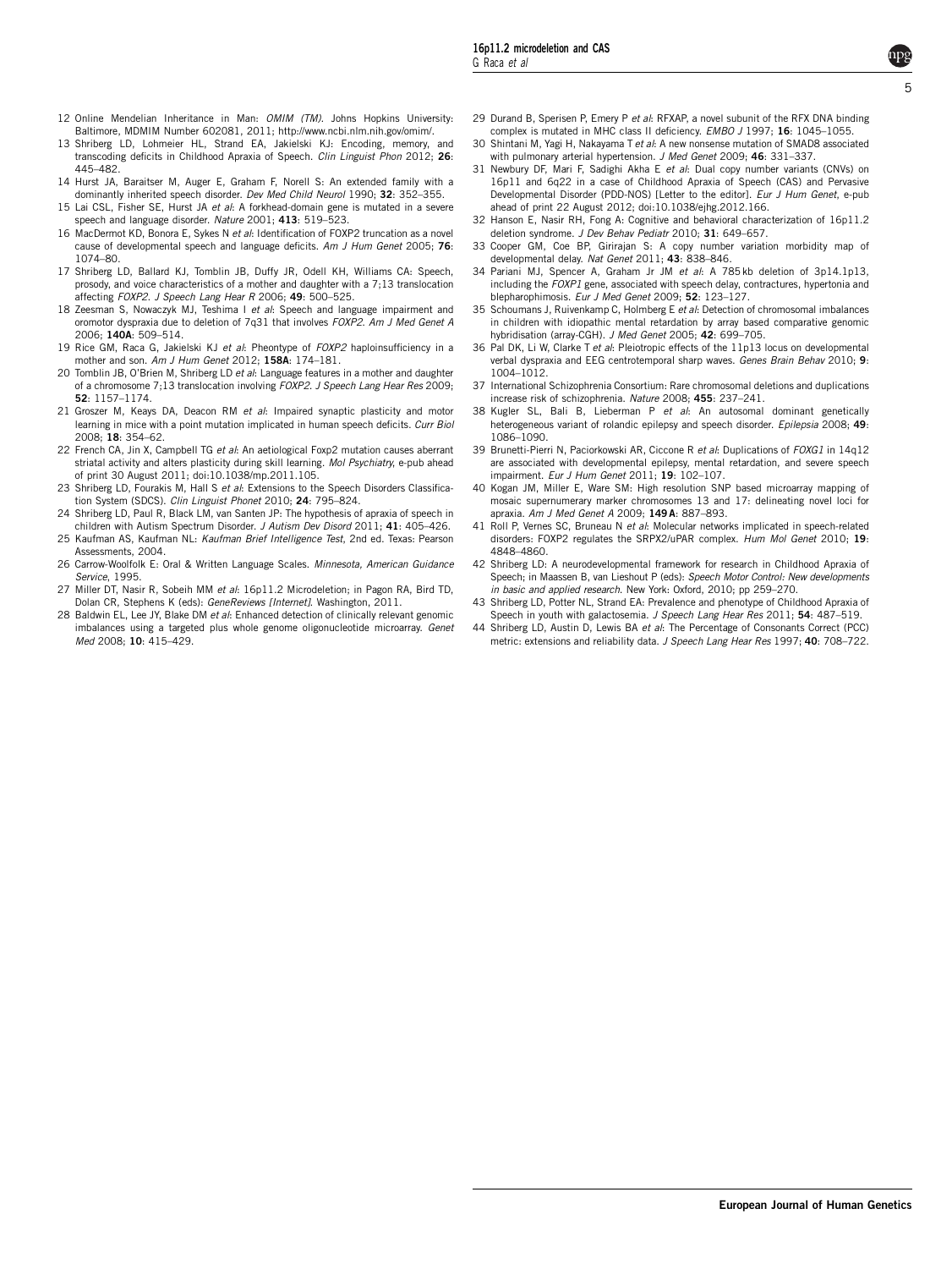12 Online Mendelian Inheritance in Man: *OMIM (TM)*. Johns Hopkins University: Baltimore, MDMIM Number 602081, 2011; http://www.ncbi.nlm.nih.gov/omim/.

13 Shriberg LD, Lohmeier HL, Strand EA, Jakielski KJ: Encoding, memory, and transcoding deficits in Childhood Apraxia of Speech. *Clin Linguist Phon* 2012; **26**: 445–482.

14 Hurst JA, Baraitser M, Auger E, Graham F, Norell S: An extended family with a dominantly inherited speech disorder. *Dev Med Child Neurol* 1990; **32**: 352–355.

15 Lai CSL, Fisher SE, Hurst JA *et al*: A forkhead-domain gene is mutated in a severe speech and language disorder. *Nature* 2001; **413**: 519–523.

16 MacDermot KD, Bonora E, Sykes N *et al*: Identification of FOXP2 truncation as a novel cause of developmental speech and language deficits. *Am J Hum Genet* 2005; **76**: 1074–80.

17 Shriberg LD, Ballard KJ, Tomblin JB, Duffy JR, Odell KH, Williams CA: Speech, prosody, and voice characteristics of a mother and daughter with a 7;13 translocation affecting *FOXP2*. *J Speech Lang Hear R* 2006; **49**: 500–525.

18 Zeesman S, Nowaczyk MJ, Teshima I *et al*: Speech and language impairment and oromotor dyspraxia due to deletion of 7q31 that involves *FOXP2*. *Am J Med Genet A* 2006; **140A**: 509–514.

19 Rice GM, Raca G, Jakielski KJ *et al*: Pheontype of *FOXP2* haploinsufficiency in a mother and son. *Am J Hum Genet* 2012; **158A**: 174–181.

20 Tomblin JB, O'Brien M, Shriberg LD *et al*: Language features in a mother and daughter of a chromosome 7;13 translocation involving *FOXP2*. *J Speech Lang Hear Res* 2009; **52**: 1157–1174.

21 Groszer M, Keays DA, Deacon RM *et al*: Impaired synaptic plasticity and motor learning in mice with a point mutation implicated in human speech deficits. *Curr Biol* 2008; **18**: 354–62.

22 French CA, Jin X, Campbell TG *et al*: An aetiological Foxp2 mutation causes aberrant striatal activity and alters plasticity during skill learning. *Mol Psychiatry*, e-pub ahead of print 30 August 2011; doi:10.1038/mp.2011.105.

23 Shriberg LD, Fourakis M, Hall S *et al*: Extensions to the Speech Disorders Classification System (SDCS). *Clin Linguist Phonet* 2010; **24**: 795–824.

24 Shriberg LD, Paul R, Black LM, van Santen JP: The hypothesis of apraxia of speech in children with Autism Spectrum Disorder. *J Autism Dev Disord* 2011; **41**: 405–426.

25 Kaufman AS, Kaufman NL: *Kaufman Brief Intelligence Test*, 2nd ed. Texas: Pearson Assessments, 2004.

26 Carrow-Woolfolk E: Oral & Written Language Scales. *Minnesota, American Guidance Service*, 1995.

27 Miller DT, Nasir R, Sobeih MM *et al*: 16p11.2 Microdeletion; in Pagon RA, Bird TD, Dolan CR, Stephens K (eds): *GeneReviews [Internet]*. Washington, 2011.

28 Baldwin EL, Lee JY, Blake DM *et al*: Enhanced detection of clinically relevant genomic imbalances using a targeted plus whole genome oligonucleotide microarray. *Genet Med* 2008; **10**: 415–429.

29 Durand B, Sperisen P, Emery P *et al*: RFXAP, a novel subunit of the RFX DNA binding complex is mutated in MHC class II deficiency. *EMBO J* 1997; **16**: 1045–1055.

30 Shintani M, Yagi H, Nakayama T *et al*: A new nonsense mutation of SMAD8 associated with pulmonary arterial hypertension. *J Med Genet* 2009; **46**: 331–337.

31 Newbury DF, Mari F, Sadighi Akha E *et al*: Dual copy number variants (CNVs) on 16p11 and 6q22 in a case of Childhood Apraxia of Speech (CAS) and Pervasive Developmental Disorder (PDD-NOS) [Letter to the editor]. *Eur J Hum Genet*, e-pub ahead of print 22 August 2012; doi:10.1038/ejhg.2012.166.

32 Hanson E, Nasir RH, Fong A: Cognitive and behavioral characterization of 16p11.2 deletion syndrome. *J Dev Behav Pediatr* 2010; **31**: 649–657.

33 Cooper GM, Coe BP, Girirajan S: A copy number variation morbidity map of developmental delay. *Nat Genet* 2011; **43**: 838–846.

34 Pariani MJ, Spencer A, Graham Jr JM *et al*: A 785 kb deletion of 3p14.1p13, including the *FOXP1* gene, associated with speech delay, contractures, hypertonia and blepharophimosis. *Eur J Med Genet* 2009; **52**: 123–127.

35 Schoumans J, Ruivenkamp C, Holmberg E *et al*: Detection of chromosomal imbalances in children with idiopathic mental retardation by array based comparative genomic hybridisation (array-CGH). *J Med Genet* 2005; **42**: 699–705.

36 Pal DK, Li W, Clarke T *et al*: Pleiotropic effects of the 11p13 locus on developmental verbal dyspraxia and EEG centrotemporal sharp waves. *Genes Brain Behav* 2010; **9**: 1004–1012.

37 International Schizophrenia Consortium: Rare chromosomal deletions and duplications increase risk of schizophrenia. *Nature* 2008; **455**: 237–241.

38 Kugler SL, Bali B, Lieberman P *et al*: An autosomal dominant genetically heterogeneous variant of rolandic epilepsy and speech disorder. *Epilepsia* 2008; **49**: 1086–1090.

39 Brunetti-Pierri N, Paciorkowski AR, Ciccone R *et al*: Duplications of *FOXG1* in 14q12 are associated with developmental epilepsy, mental retardation, and severe speech impairment. *Eur J Hum Genet* 2011; **19**: 102–107.

40 Kogan JM, Miller E, Ware SM: High resolution SNP based microarray mapping of mosaic supernumerary marker chromosomes 13 and 17: delineating novel loci for apraxia. *Am J Med Genet A* 2009; **149A**: 887–893.

41 Roll P, Vernes SC, Bruneau N *et al*: Molecular networks implicated in speech-related disorders: FOXP2 regulates the SRPX2/uPAR complex. *Hum Mol Genet* 2010; **19**: 4848–4860.

42 Shriberg LD: A neurodevelopmental framework for research in Childhood Apraxia of Speech; in Maassen B, van Lieshout P (eds): *Speech Motor Control: New developments in basic and applied research*. New York: Oxford, 2010; pp 259–270.

43 Shriberg LD, Potter NL, Strand EA: Prevalence and phenotype of Childhood Apraxia of Speech in youth with galactosemia. *J Speech Lang Hear Res* 2011; **54**: 487–519.

44 Shriberg LD, Austin D, Lewis BA *et al*: The Percentage of Consonants Correct (PCC) metric: extensions and reliability data. *J Speech Lang Hear Res* 1997; **40**: 708–722.